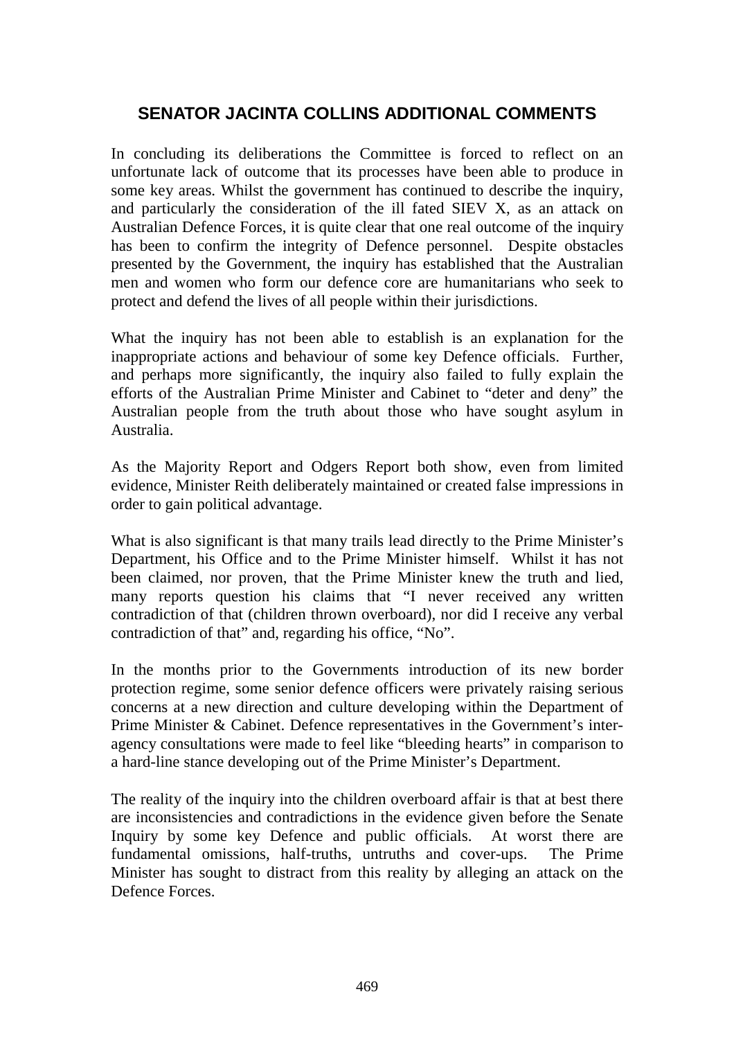# SENATOR JACINTA COLLINS ADDITIONAL COMMENTS

In concluding its deliberations the Committee is forced to reflect on an unfortunate lack of outcome that its processes have been able to produce in some key areas. Whilst the government has continued to describe the inquiry, and particularly the consideration of the ill fated SIEV X, as an attack on Australian Defence Forces, it is quite clear that one real outcome of the inquiry has been to confirm the integrity of Defence personnel. Despite obstacles presented by the Government, the inquiry has established that the Australian men and women who form our defence core are humanitarians who seek to protect and defend the lives of all people within their jurisdictions.

What the inquiry has not been able to establish is an explanation for the inappropriate actions and behaviour of some key Defence officials. Further, and perhaps more significantly, the inquiry also failed to fully explain the efforts of the Australian Prime Minister and Cabinet to "deter and deny" the Australian people from the truth about those who have sought asylum in Australia.

As the Majority Report and Odgers Report both show, even from limited evidence, Minister Reith deliberately maintained or created false impressions in order to gain political advantage.

What is also significant is that many trails lead directly to the Prime Minister's Department, his Office and to the Prime Minister himself. Whilst it has not been claimed, nor proven, that the Prime Minister knew the truth and lied, many reports question his claims that "I never received any written contradiction of that (children thrown overboard), nor did I receive any verbal contradiction of that" and, regarding his office, "No".

In the months prior to the Governments introduction of its new border protection regime, some senior defence officers were privately raising serious concerns at a new direction and culture developing within the Department of Prime Minister & Cabinet. Defence representatives in the Government's inter-agency consultations were made to feel like "bleeding hearts" in comparison to a hard-line stance developing out of the Prime Minister's Department.

The reality of the inquiry into the children overboard affair is that at best there are inconsistencies and contradictions in the evidence given before the Senate Inquiry by some key Defence and public officials. At worst there are fundamental omissions, half-truths, untruths and cover-ups. The Prime Minister has sought to distract from this reality by alleging an attack on the Defence Forces.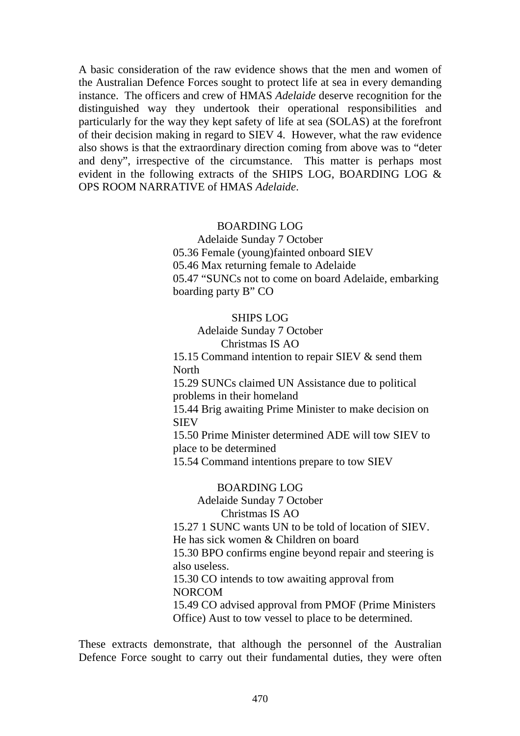A basic consideration of the raw evidence shows that the men and women of the Australian Defence Forces sought to protect life at sea in every demanding instance. The officers and crew of HMAS *Adelaide* deserve recognition for the distinguished way they undertook their operational responsibilities and particularly for the way they kept safety of life at sea (SOLAS) at the forefront of their decision making in regard to SIEV 4. However, what the raw evidence also shows is that the extraordinary direction coming from above was to "deter and deny", irrespective of the circumstance. This matter is perhaps most evident in the following extracts of the SHIPS LOG, BOARDING LOG & OPS ROOM NARRATIVE of HMAS *Adelaide*.

> BOARDING LOG
> Adelaide Sunday 7 October
> 05.36 Female (young)fainted onboard SIEV
> 05.46 Max returning female to Adelaide
> 05.47 "SUNCs not to come on board Adelaide, embarking boarding party B" CO

> SHIPS LOG
> Adelaide Sunday 7 October
> Christmas IS AO
> 15.15 Command intention to repair SIEV & send them North
> 15.29 SUNCs claimed UN Assistance due to political problems in their homeland
> 15.44 Brig awaiting Prime Minister to make decision on SIEV
> 15.50 Prime Minister determined ADE will tow SIEV to place to be determined
> 15.54 Command intentions prepare to tow SIEV

> BOARDING LOG
> Adelaide Sunday 7 October
> Christmas IS AO
> 15.27 1 SUNC wants UN to be told of location of SIEV. He has sick women & Children on board
> 15.30 BPO confirms engine beyond repair and steering is also useless.
> 15.30 CO intends to tow awaiting approval from NORCOM
> 15.49 CO advised approval from PMOF (Prime Ministers Office) Aust to tow vessel to place to be determined.

These extracts demonstrate, that although the personnel of the Australian Defence Force sought to carry out their fundamental duties, they were often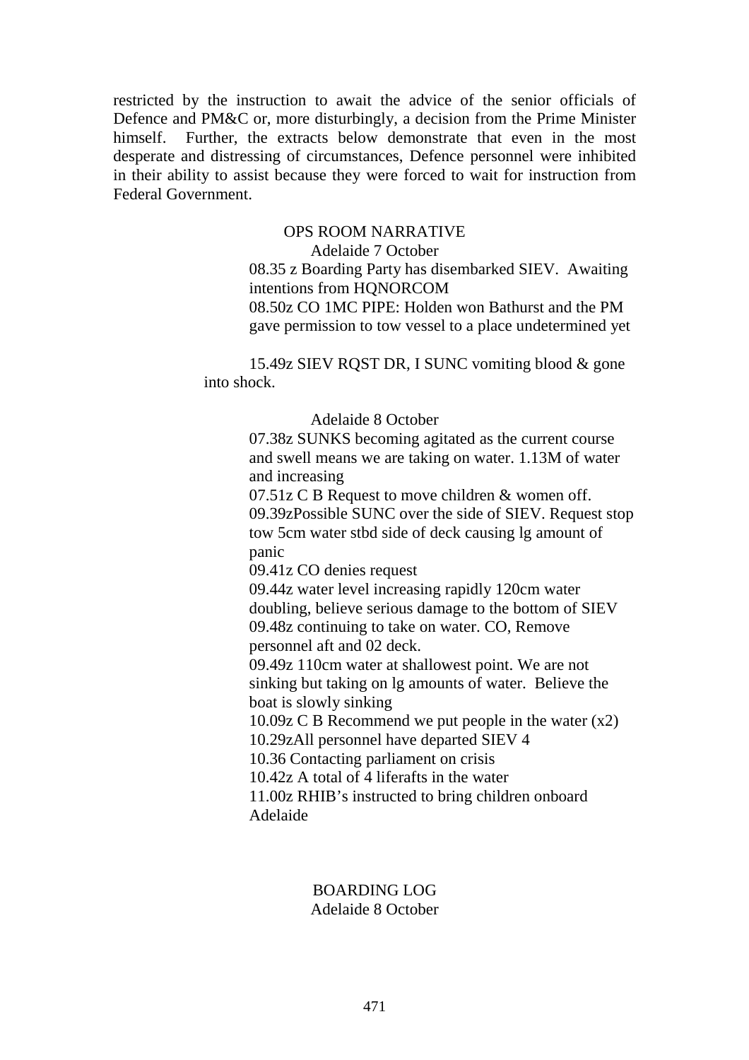restricted by the instruction to await the advice of the senior officials of Defence and PM&C or, more disturbingly, a decision from the Prime Minister himself. Further, the extracts below demonstrate that even in the most desperate and distressing of circumstances, Defence personnel were inhibited in their ability to assist because they were forced to wait for instruction from Federal Government.

OPS ROOM NARRATIVE

Adelaide 7 October

08.35 z Boarding Party has disembarked SIEV. Awaiting intentions from HQNORCOM

08.50z CO 1MC PIPE: Holden won Bathurst and the PM gave permission to tow vessel to a place undetermined yet

15.49z SIEV RQST DR, I SUNC vomiting blood & gone into shock.

Adelaide 8 October

07.38z SUNKS becoming agitated as the current course and swell means we are taking on water. 1.13M of water and increasing

07.51z C B Request to move children & women off.

09.39zPossible SUNC over the side of SIEV. Request stop tow 5cm water stbd side of deck causing lg amount of panic

09.41z CO denies request

09.44z water level increasing rapidly 120cm water doubling, believe serious damage to the bottom of SIEV

09.48z continuing to take on water. CO, Remove personnel aft and 02 deck.

09.49z 110cm water at shallowest point. We are not sinking but taking on lg amounts of water. Believe the boat is slowly sinking

10.09z C B Recommend we put people in the water (x2)

10.29zAll personnel have departed SIEV 4

10.36 Contacting parliament on crisis

10.42z A total of 4 liferafts in the water

11.00z RHIB's instructed to bring children onboard Adelaide

BOARDING LOG

Adelaide 8 October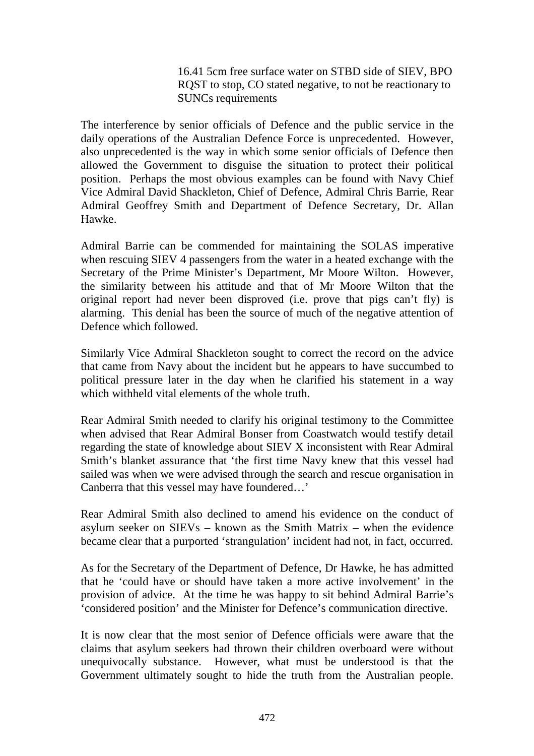> 16.41 5cm free surface water on STBD side of SIEV, BPO RQST to stop, CO stated negative, to not be reactionary to SUNCs requirements

The interference by senior officials of Defence and the public service in the daily operations of the Australian Defence Force is unprecedented. However, also unprecedented is the way in which some senior officials of Defence then allowed the Government to disguise the situation to protect their political position. Perhaps the most obvious examples can be found with Navy Chief Vice Admiral David Shackleton, Chief of Defence, Admiral Chris Barrie, Rear Admiral Geoffrey Smith and Department of Defence Secretary, Dr. Allan Hawke.

Admiral Barrie can be commended for maintaining the SOLAS imperative when rescuing SIEV 4 passengers from the water in a heated exchange with the Secretary of the Prime Minister's Department, Mr Moore Wilton. However, the similarity between his attitude and that of Mr Moore Wilton that the original report had never been disproved (i.e. prove that pigs can't fly) is alarming. This denial has been the source of much of the negative attention of Defence which followed.

Similarly Vice Admiral Shackleton sought to correct the record on the advice that came from Navy about the incident but he appears to have succumbed to political pressure later in the day when he clarified his statement in a way which withheld vital elements of the whole truth.

Rear Admiral Smith needed to clarify his original testimony to the Committee when advised that Rear Admiral Bonser from Coastwatch would testify detail regarding the state of knowledge about SIEV X inconsistent with Rear Admiral Smith's blanket assurance that 'the first time Navy knew that this vessel had sailed was when we were advised through the search and rescue organisation in Canberra that this vessel may have foundered…'

Rear Admiral Smith also declined to amend his evidence on the conduct of asylum seeker on SIEVs – known as the Smith Matrix – when the evidence became clear that a purported 'strangulation' incident had not, in fact, occurred.

As for the Secretary of the Department of Defence, Dr Hawke, he has admitted that he 'could have or should have taken a more active involvement' in the provision of advice. At the time he was happy to sit behind Admiral Barrie's 'considered position' and the Minister for Defence's communication directive.

It is now clear that the most senior of Defence officials were aware that the claims that asylum seekers had thrown their children overboard were without unequivocally substance. However, what must be understood is that the Government ultimately sought to hide the truth from the Australian people.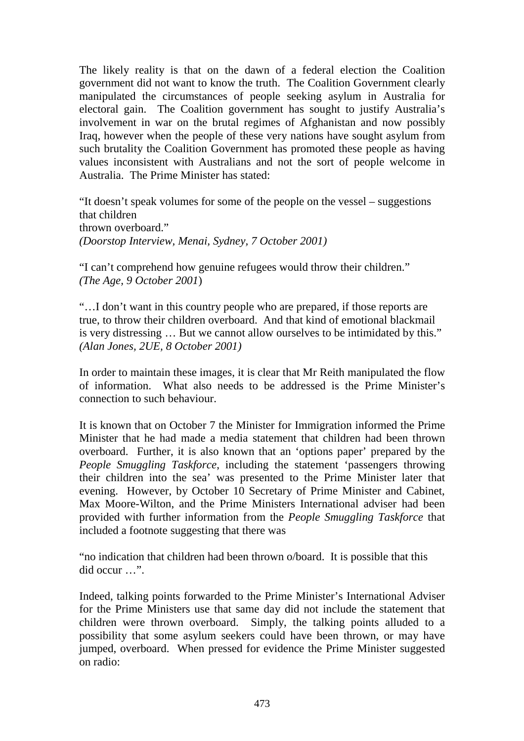The likely reality is that on the dawn of a federal election the Coalition government did not want to know the truth. The Coalition Government clearly manipulated the circumstances of people seeking asylum in Australia for electoral gain. The Coalition government has sought to justify Australia's involvement in war on the brutal regimes of Afghanistan and now possibly Iraq, however when the people of these very nations have sought asylum from such brutality the Coalition Government has promoted these people as having values inconsistent with Australians and not the sort of people welcome in Australia. The Prime Minister has stated:

"It doesn't speak volumes for some of the people on the vessel – suggestions that children
thrown overboard."
*(Doorstop Interview, Menai, Sydney, 7 October 2001)*

"I can't comprehend how genuine refugees would throw their children."
*(The Age, 9 October 2001*)

"…I don't want in this country people who are prepared, if those reports are true, to throw their children overboard. And that kind of emotional blackmail is very distressing … But we cannot allow ourselves to be intimidated by this."
*(Alan Jones, 2UE, 8 October 2001)*

In order to maintain these images, it is clear that Mr Reith manipulated the flow of information. What also needs to be addressed is the Prime Minister's connection to such behaviour.

It is known that on October 7 the Minister for Immigration informed the Prime Minister that he had made a media statement that children had been thrown overboard. Further, it is also known that an 'options paper' prepared by the *People Smuggling Taskforce*, including the statement 'passengers throwing their children into the sea' was presented to the Prime Minister later that evening. However, by October 10 Secretary of Prime Minister and Cabinet, Max Moore-Wilton, and the Prime Ministers International adviser had been provided with further information from the *People Smuggling Taskforce* that included a footnote suggesting that there was

"no indication that children had been thrown o/board. It is possible that this did occur …".

Indeed, talking points forwarded to the Prime Minister's International Adviser for the Prime Ministers use that same day did not include the statement that children were thrown overboard. Simply, the talking points alluded to a possibility that some asylum seekers could have been thrown, or may have jumped, overboard. When pressed for evidence the Prime Minister suggested on radio: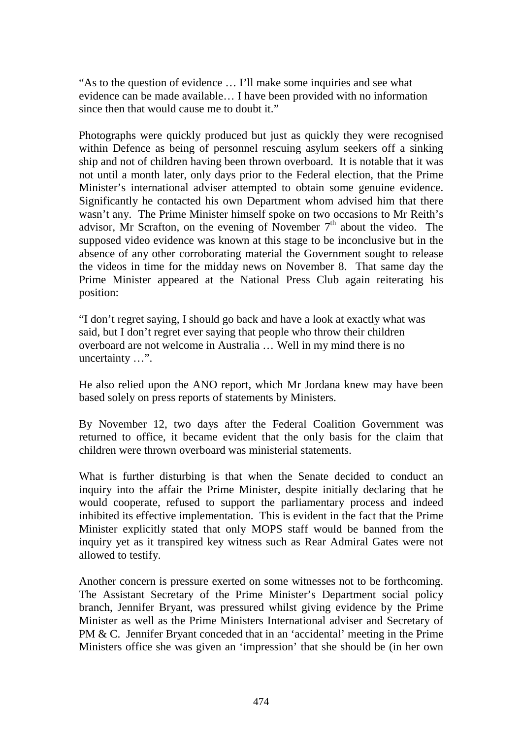"As to the question of evidence … I'll make some inquiries and see what evidence can be made available… I have been provided with no information since then that would cause me to doubt it."

Photographs were quickly produced but just as quickly they were recognised within Defence as being of personnel rescuing asylum seekers off a sinking ship and not of children having been thrown overboard. It is notable that it was not until a month later, only days prior to the Federal election, that the Prime Minister's international adviser attempted to obtain some genuine evidence. Significantly he contacted his own Department whom advised him that there wasn't any. The Prime Minister himself spoke on two occasions to Mr Reith's advisor, Mr Scrafton, on the evening of November 7th about the video. The supposed video evidence was known at this stage to be inconclusive but in the absence of any other corroborating material the Government sought to release the videos in time for the midday news on November 8. That same day the Prime Minister appeared at the National Press Club again reiterating his position:

"I don't regret saying, I should go back and have a look at exactly what was said, but I don't regret ever saying that people who throw their children overboard are not welcome in Australia … Well in my mind there is no uncertainty …".

He also relied upon the ANO report, which Mr Jordana knew may have been based solely on press reports of statements by Ministers.

By November 12, two days after the Federal Coalition Government was returned to office, it became evident that the only basis for the claim that children were thrown overboard was ministerial statements.

What is further disturbing is that when the Senate decided to conduct an inquiry into the affair the Prime Minister, despite initially declaring that he would cooperate, refused to support the parliamentary process and indeed inhibited its effective implementation. This is evident in the fact that the Prime Minister explicitly stated that only MOPS staff would be banned from the inquiry yet as it transpired key witness such as Rear Admiral Gates were not allowed to testify.

Another concern is pressure exerted on some witnesses not to be forthcoming. The Assistant Secretary of the Prime Minister's Department social policy branch, Jennifer Bryant, was pressured whilst giving evidence by the Prime Minister as well as the Prime Ministers International adviser and Secretary of PM & C. Jennifer Bryant conceded that in an 'accidental' meeting in the Prime Ministers office she was given an 'impression' that she should be (in her own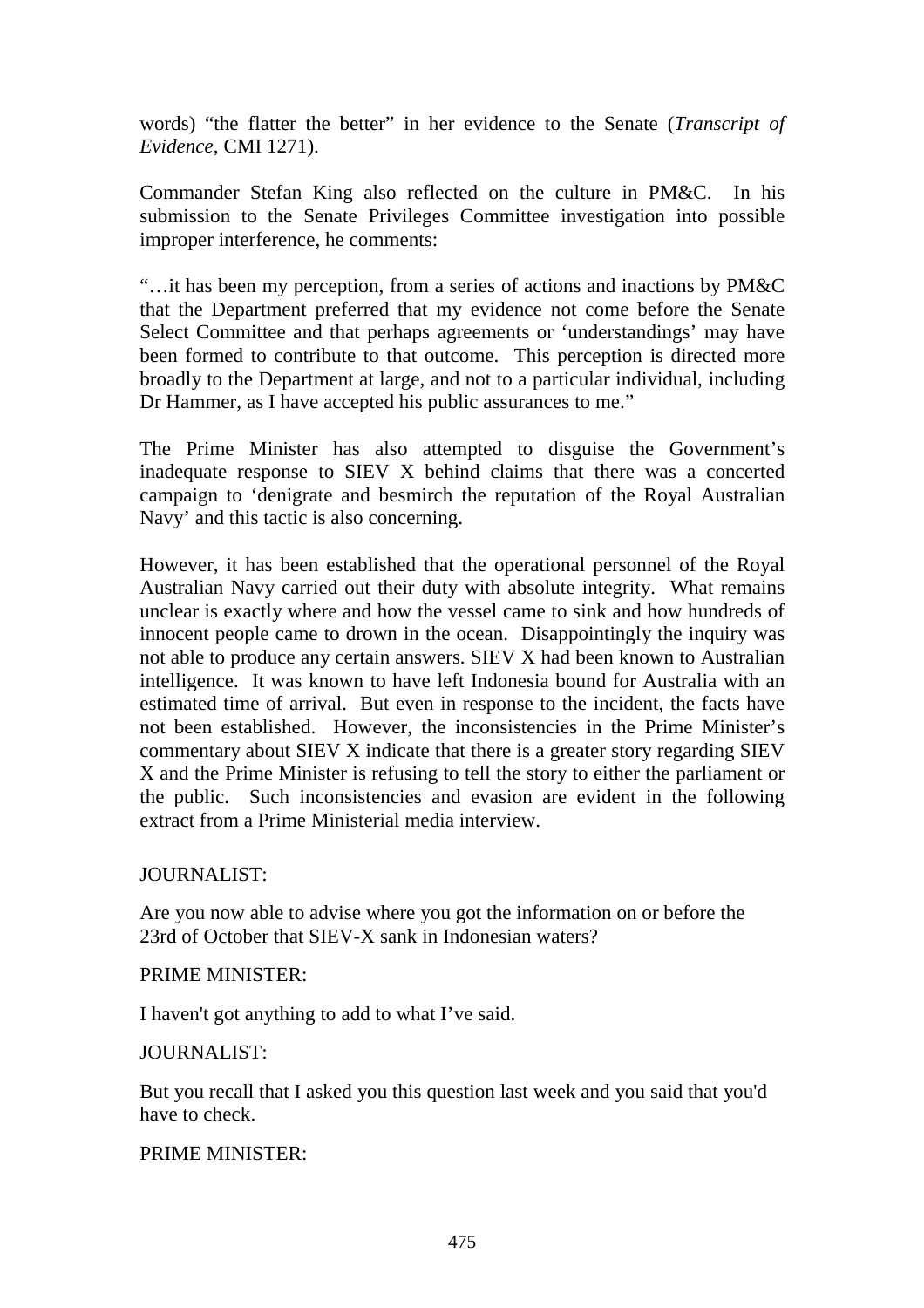words) "the flatter the better" in her evidence to the Senate (*Transcript of Evidence*, CMI 1271).

Commander Stefan King also reflected on the culture in PM&C. In his submission to the Senate Privileges Committee investigation into possible improper interference, he comments:

"…it has been my perception, from a series of actions and inactions by PM&C that the Department preferred that my evidence not come before the Senate Select Committee and that perhaps agreements or 'understandings' may have been formed to contribute to that outcome. This perception is directed more broadly to the Department at large, and not to a particular individual, including Dr Hammer, as I have accepted his public assurances to me."

The Prime Minister has also attempted to disguise the Government's inadequate response to SIEV X behind claims that there was a concerted campaign to 'denigrate and besmirch the reputation of the Royal Australian Navy' and this tactic is also concerning.

However, it has been established that the operational personnel of the Royal Australian Navy carried out their duty with absolute integrity. What remains unclear is exactly where and how the vessel came to sink and how hundreds of innocent people came to drown in the ocean. Disappointingly the inquiry was not able to produce any certain answers. SIEV X had been known to Australian intelligence. It was known to have left Indonesia bound for Australia with an estimated time of arrival. But even in response to the incident, the facts have not been established. However, the inconsistencies in the Prime Minister's commentary about SIEV X indicate that there is a greater story regarding SIEV X and the Prime Minister is refusing to tell the story to either the parliament or the public. Such inconsistencies and evasion are evident in the following extract from a Prime Ministerial media interview.

JOURNALIST:

Are you now able to advise where you got the information on or before the 23rd of October that SIEV-X sank in Indonesian waters?

PRIME MINISTER:

I haven't got anything to add to what I've said.

JOURNALIST:

But you recall that I asked you this question last week and you said that you'd have to check.

PRIME MINISTER: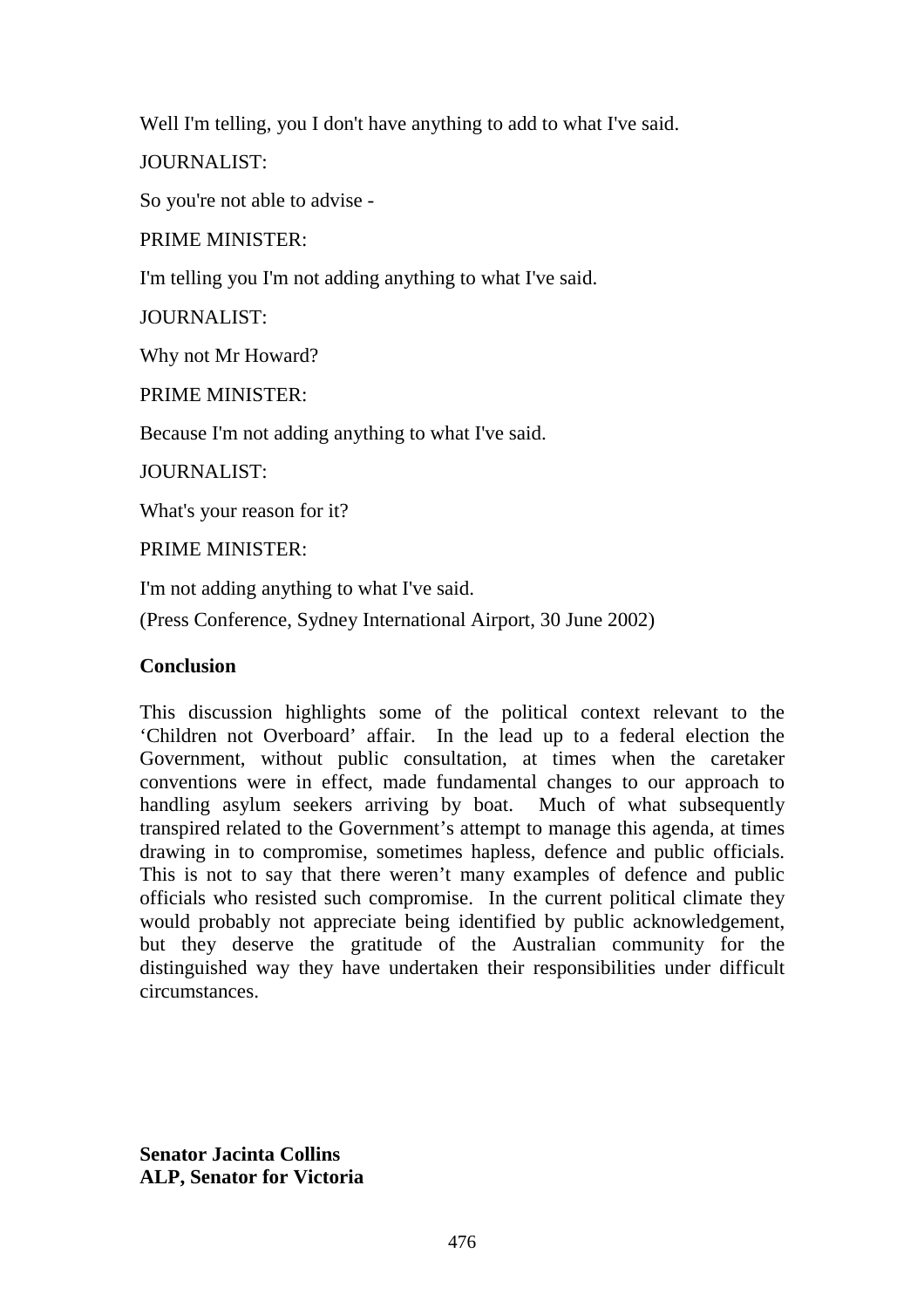Well I'm telling, you I don't have anything to add to what I've said.

JOURNALIST:

So you're not able to advise -

PRIME MINISTER:

I'm telling you I'm not adding anything to what I've said.

JOURNALIST:

Why not Mr Howard?

PRIME MINISTER:

Because I'm not adding anything to what I've said.

JOURNALIST:

What's your reason for it?

PRIME MINISTER:

I'm not adding anything to what I've said.

(Press Conference, Sydney International Airport, 30 June 2002)

**Conclusion**

This discussion highlights some of the political context relevant to the 'Children not Overboard' affair. In the lead up to a federal election the Government, without public consultation, at times when the caretaker conventions were in effect, made fundamental changes to our approach to handling asylum seekers arriving by boat. Much of what subsequently transpired related to the Government's attempt to manage this agenda, at times drawing in to compromise, sometimes hapless, defence and public officials. This is not to say that there weren't many examples of defence and public officials who resisted such compromise. In the current political climate they would probably not appreciate being identified by public acknowledgement, but they deserve the gratitude of the Australian community for the distinguished way they have undertaken their responsibilities under difficult circumstances.

**Senator Jacinta Collins**
**ALP, Senator for Victoria**